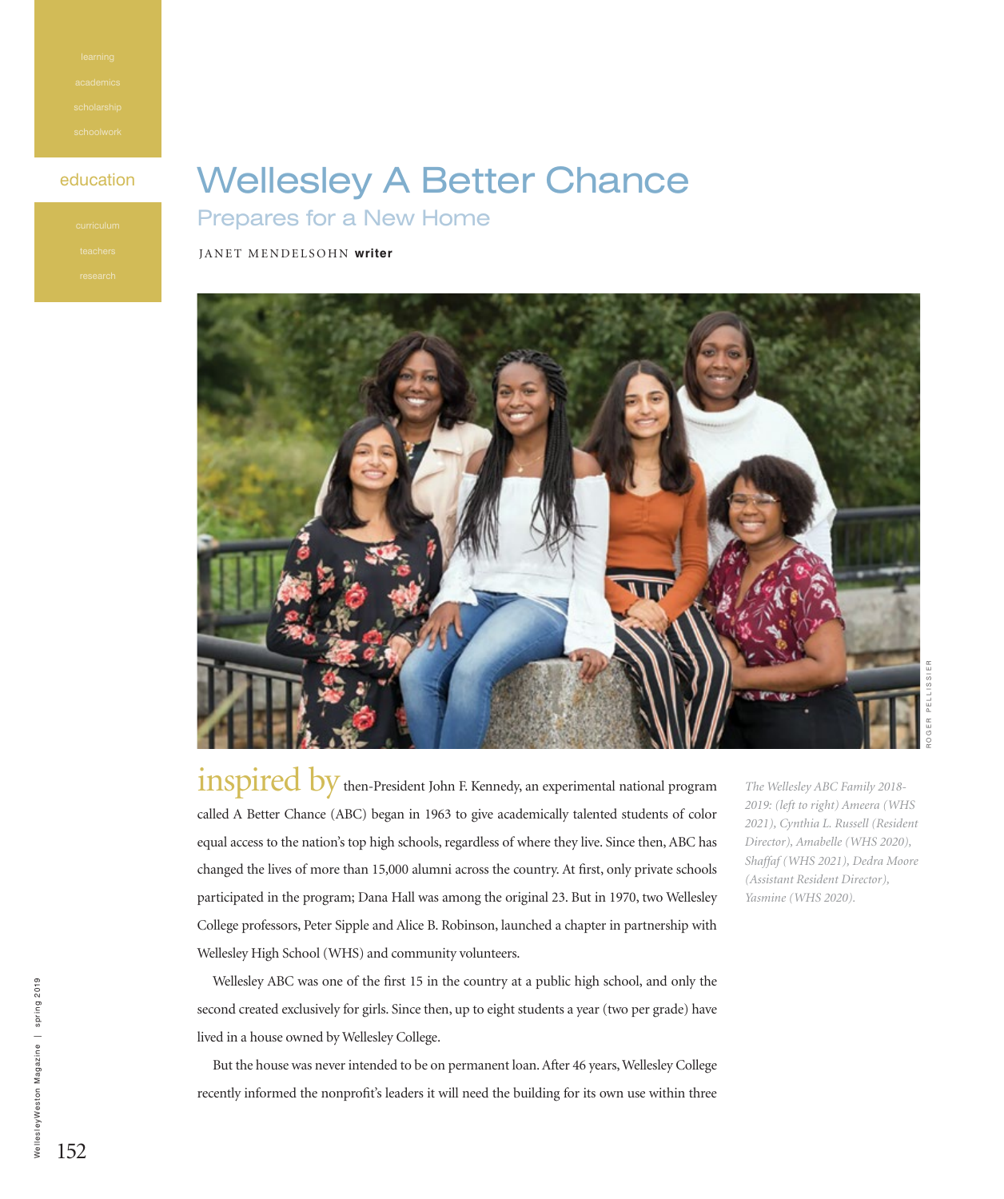# Wellesley A Better Chance

## Prepares for a New Home

JANET MENDELSOHN **writer**

*The Wellesley ABC Family 2018-2019: (left to right) Ameera (WHS 2021), Cynthia L. Russell (Resident Director), Amabelle (WHS 2020), Shaffaf (WHS 2021), Dedra Moore (Assistant Resident Director), Yasmine (WHS 2020).*

ROGER PELLISSIER

inspired by then-President John F. Kennedy, an experimental national program called A Better Chance (ABC) began in 1963 to give academically talented students of color equal access to the nation's top high schools, regardless of where they live. Since then, ABC has changed the lives of more than 15,000 alumni across the country. At first, only private schools participated in the program; Dana Hall was among the original 23. But in 1970, two Wellesley College professors, Peter Sipple and Alice B. Robinson, launched a chapter in partnership with Wellesley High School (WHS) and community volunteers.

Wellesley ABC was one of the first 15 in the country at a public high school, and only the second created exclusively for girls. Since then, up to eight students a year (two per grade) have lived in a house owned by Wellesley College.

But the house was never intended to be on permanent loan. After 46 years, Wellesley College recently informed the nonprofit's leaders it will need the building for its own use within three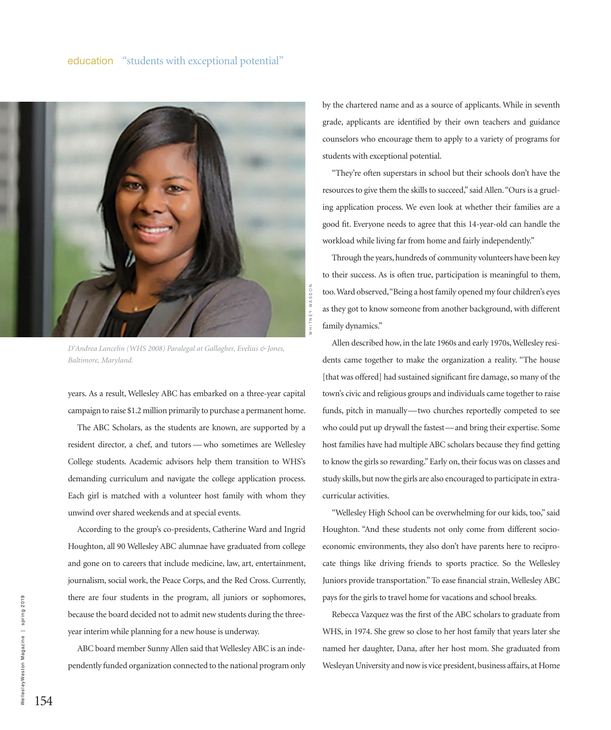D'Andrea Lancelin (WHS 2008) Paralegal at Gallagher, Evelius & Jones, Baltimore, Maryland.

years. As a result, Wellesley ABC has embarked on a three-year capital campaign to raise $1.2 million primarily to purchase a permanent home.

The ABC Scholars, as the students are known, are supported by a resident director, a chef, and tutors — who sometimes are Wellesley College students. Academic advisors help them transition to WHS's demanding curriculum and navigate the college application process. Each girl is matched with a volunteer host family with whom they unwind over shared weekends and at special events.

According to the group's co-presidents, Catherine Ward and Ingrid Houghton, all 90 Wellesley ABC alumnae have graduated from college and gone on to careers that include medicine, law, art, entertainment, journalism, social work, the Peace Corps, and the Red Cross. Currently, there are four students in the program, all juniors or sophomores, because the board decided not to admit new students during the three-year interim while planning for a new house is underway.

ABC board member Sunny Allen said that Wellesley ABC is an independently funded organization connected to the national program only by the chartered name and as a source of applicants. While in seventh grade, applicants are identified by their own teachers and guidance counselors who encourage them to apply to a variety of programs for students with exceptional potential.

"They're often superstars in school but their schools don't have the resources to give them the skills to succeed," said Allen. "Ours is a grueling application process. We even look at whether their families are a good fit. Everyone needs to agree that this 14-year-old can handle the workload while living far from home and fairly independently."

Through the years, hundreds of community volunteers have been key to their success. As is often true, participation is meaningful to them, too. Ward observed, "Being a host family opened my four children's eyes as they got to know someone from another background, with different family dynamics."

Allen described how, in the late 1960s and early 1970s, Wellesley residents came together to make the organization a reality. "The house [that was offered] had sustained significant fire damage, so many of the town's civic and religious groups and individuals came together to raise funds, pitch in manually—two churches reportedly competed to see who could put up drywall the fastest—and bring their expertise. Some host families have had multiple ABC scholars because they find getting to know the girls so rewarding." Early on, their focus was on classes and study skills, but now the girls are also encouraged to participate in extracurricular activities.

"Wellesley High School can be overwhelming for our kids, too," said Houghton. "And these students not only come from different socioeconomic environments, they also don't have parents here to reciprocate things like driving friends to sports practice. So the Wellesley Juniors provide transportation." To ease financial strain, Wellesley ABC pays for the girls to travel home for vacations and school breaks.

Rebecca Vazquez was the first of the ABC scholars to graduate from WHS, in 1974. She grew so close to her host family that years later she named her daughter, Dana, after her host mom. She graduated from Wesleyan University and now is vice president, business affairs, at Home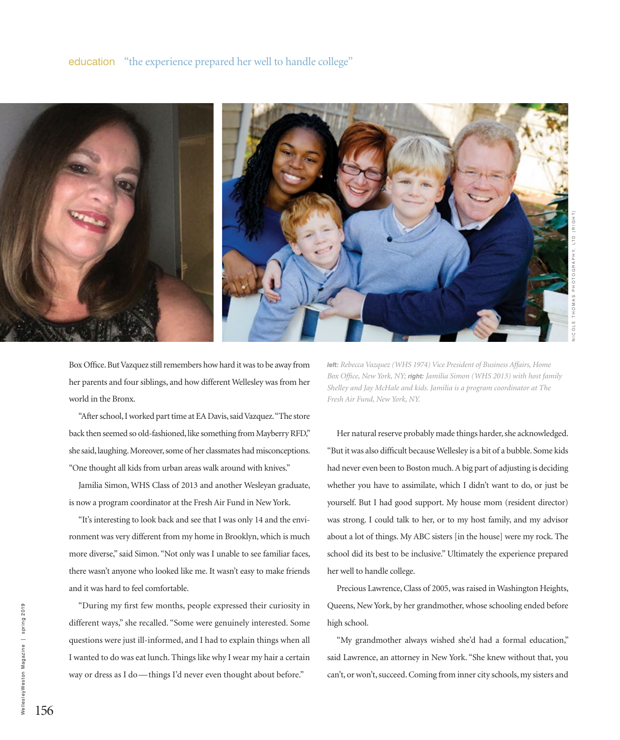Box Office. But Vazquez still remembers how hard it was to be away from her parents and four siblings, and how different Wellesley was from her world in the Bronx.

"After school, I worked part time at EA Davis, said Vazquez. "The store back then seemed so old-fashioned, like something from Mayberry RFD," she said, laughing. Moreover, some of her classmates had misconceptions. "One thought all kids from urban areas walk around with knives."

Jamilia Simon, WHS Class of 2013 and another Wesleyan graduate, is now a program coordinator at the Fresh Air Fund in New York.

"It's interesting to look back and see that I was only 14 and the environment was very different from my home in Brooklyn, which is much more diverse," said Simon. "Not only was I unable to see familiar faces, there wasn't anyone who looked like me. It wasn't easy to make friends and it was hard to feel comfortable.

"During my first few months, people expressed their curiosity in different ways," she recalled. "Some were genuinely interested. Some questions were just ill-informed, and I had to explain things when all I wanted to do was eat lunch. Things like why I wear my hair a certain way or dress as I do—things I'd never even thought about before."

***left:*** *Rebecca Vazquez (WHS 1974) Vice President of Business Affairs, Home Box Office, New York, NY;* ***right:*** *Jamilia Simon (WHS 2013) with host family Shelley and Jay McHale and kids. Jamilia is a program coordinator at The Fresh Air Fund, New York, NY.*

NICOLE THOMAS PHOTOGRAPHY, LTD (RIGHT)

Her natural reserve probably made things harder, she acknowledged. "But it was also difficult because Wellesley is a bit of a bubble. Some kids had never even been to Boston much. A big part of adjusting is deciding whether you have to assimilate, which I didn't want to do, or just be yourself. But I had good support. My house mom (resident director) was strong. I could talk to her, or to my host family, and my advisor about a lot of things. My ABC sisters [in the house] were my rock. The school did its best to be inclusive." Ultimately the experience prepared her well to handle college.

Precious Lawrence, Class of 2005, was raised in Washington Heights, Queens, New York, by her grandmother, whose schooling ended before high school.

"My grandmother always wished she'd had a formal education," said Lawrence, an attorney in New York. "She knew without that, you can't, or won't, succeed. Coming from inner city schools, my sisters and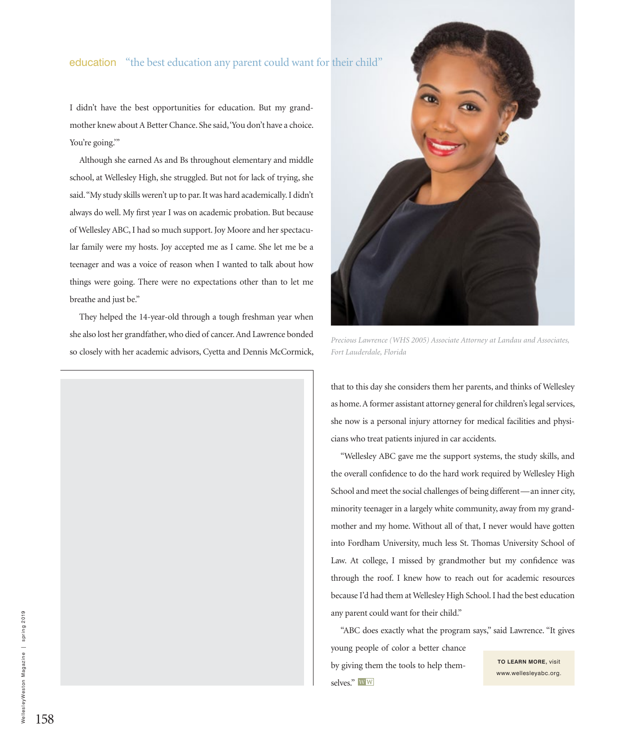education "the best education any parent could want for their child"

I didn't have the best opportunities for education. But my grandmother knew about A Better Chance. She said, 'You don't have a choice. You're going.'"

Although she earned As and Bs throughout elementary and middle school, at Wellesley High, she struggled. But not for lack of trying, she said. "My study skills weren't up to par. It was hard academically. I didn't always do well. My first year I was on academic probation. But because of Wellesley ABC, I had so much support. Joy Moore and her spectacular family were my hosts. Joy accepted me as I came. She let me be a teenager and was a voice of reason when I wanted to talk about how things were going. There were no expectations other than to let me breathe and just be."

They helped the 14-year-old through a tough freshman year when she also lost her grandfather, who died of cancer. And Lawrence bonded so closely with her academic advisors, Cyetta and Dennis McCormick, that to this day she considers them her parents, and thinks of Wellesley as home. A former assistant attorney general for children's legal services, she now is a personal injury attorney for medical facilities and physicians who treat patients injured in car accidents.

*Precious Lawrence (WHS 2005) Associate Attorney at Landau and Associates, Fort Lauderdale, Florida*

"Wellesley ABC gave me the support systems, the study skills, and the overall confidence to do the hard work required by Wellesley High School and meet the social challenges of being different—an inner city, minority teenager in a largely white community, away from my grandmother and my home. Without all of that, I never would have gotten into Fordham University, much less St. Thomas University School of Law. At college, I missed by grandmother but my confidence was through the roof. I knew how to reach out for academic resources because I'd had them at Wellesley High School. I had the best education any parent could want for their child."

"ABC does exactly what the program says," said Lawrence. "It gives young people of color a better chance by giving them the tools to help themselves."

**TO LEARN MORE,** visit www.wellesleyabc.org.